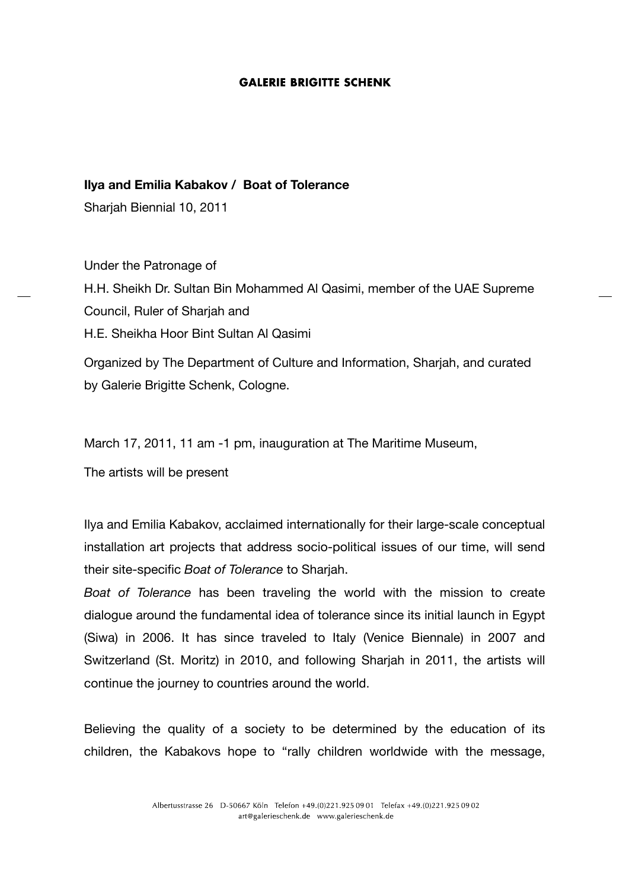**Ilya and Emilia Kabakov / Boat of Tolerance**

Sharjah Biennial 10, 2011

Under the Patronage of

H.H. Sheikh Dr. Sultan Bin Mohammed Al Qasimi, member of the UAE Supreme Council, Ruler of Sharjah and

H.E. Sheikha Hoor Bint Sultan Al Qasimi

Organized by The Department of Culture and Information, Sharjah, and curated by Galerie Brigitte Schenk, Cologne.

March 17, 2011, 11 am -1 pm, inauguration at The Maritime Museum,

The artists will be present

Ilya and Emilia Kabakov, acclaimed internationally for their large-scale conceptual installation art projects that address socio-political issues of our time, will send their site-specific *Boat of Tolerance* to Sharjah.

*Boat of Tolerance* has been traveling the world with the mission to create dialogue around the fundamental idea of tolerance since its initial launch in Egypt (Siwa) in 2006. It has since traveled to Italy (Venice Biennale) in 2007 and Switzerland (St. Moritz) in 2010, and following Sharjah in 2011, the artists will continue the journey to countries around the world.

Believing the quality of a society to be determined by the education of its children, the Kabakovs hope to "rally children worldwide with the message,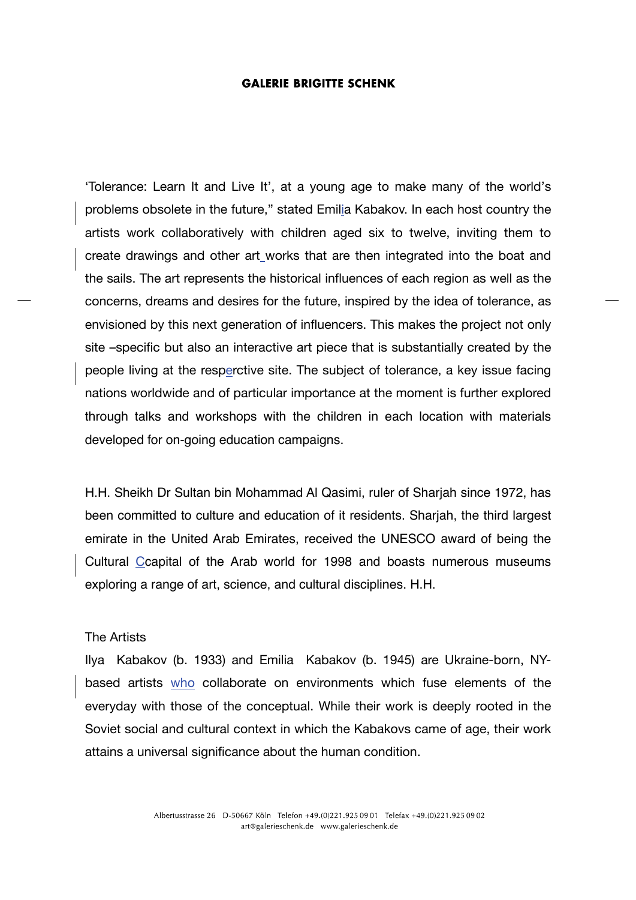'Tolerance: Learn It and Live It', at a young age to make many of the world's problems obsolete in the future," stated Emilia Kabakov. In each host country the artists work collaboratively with children aged six to twelve, inviting them to create drawings and other art works that are then integrated into the boat and the sails. The art represents the historical influences of each region as well as the concerns, dreams and desires for the future, inspired by the idea of tolerance, as envisioned by this next generation of influencers. This makes the project not only site –specific but also an interactive art piece that is substantially created by the people living at the resperctive site. The subject of tolerance, a key issue facing nations worldwide and of particular importance at the moment is further explored through talks and workshops with the children in each location with materials developed for on-going education campaigns.

H.H. Sheikh Dr Sultan bin Mohammad Al Qasimi, ruler of Sharjah since 1972, has been committed to culture and education of it residents. Sharjah, the third largest emirate in the United Arab Emirates, received the UNESCO award of being the Cultural Ccapital of the Arab world for 1998 and boasts numerous museums exploring a range of art, science, and cultural disciplines. H.H.

The Artists

Ilya Kabakov (b. 1933) and Emilia Kabakov (b. 1945) are Ukraine-born, NY-based artists who collaborate on environments which fuse elements of the everyday with those of the conceptual. While their work is deeply rooted in the Soviet social and cultural context in which the Kabakovs came of age, their work attains a universal significance about the human condition.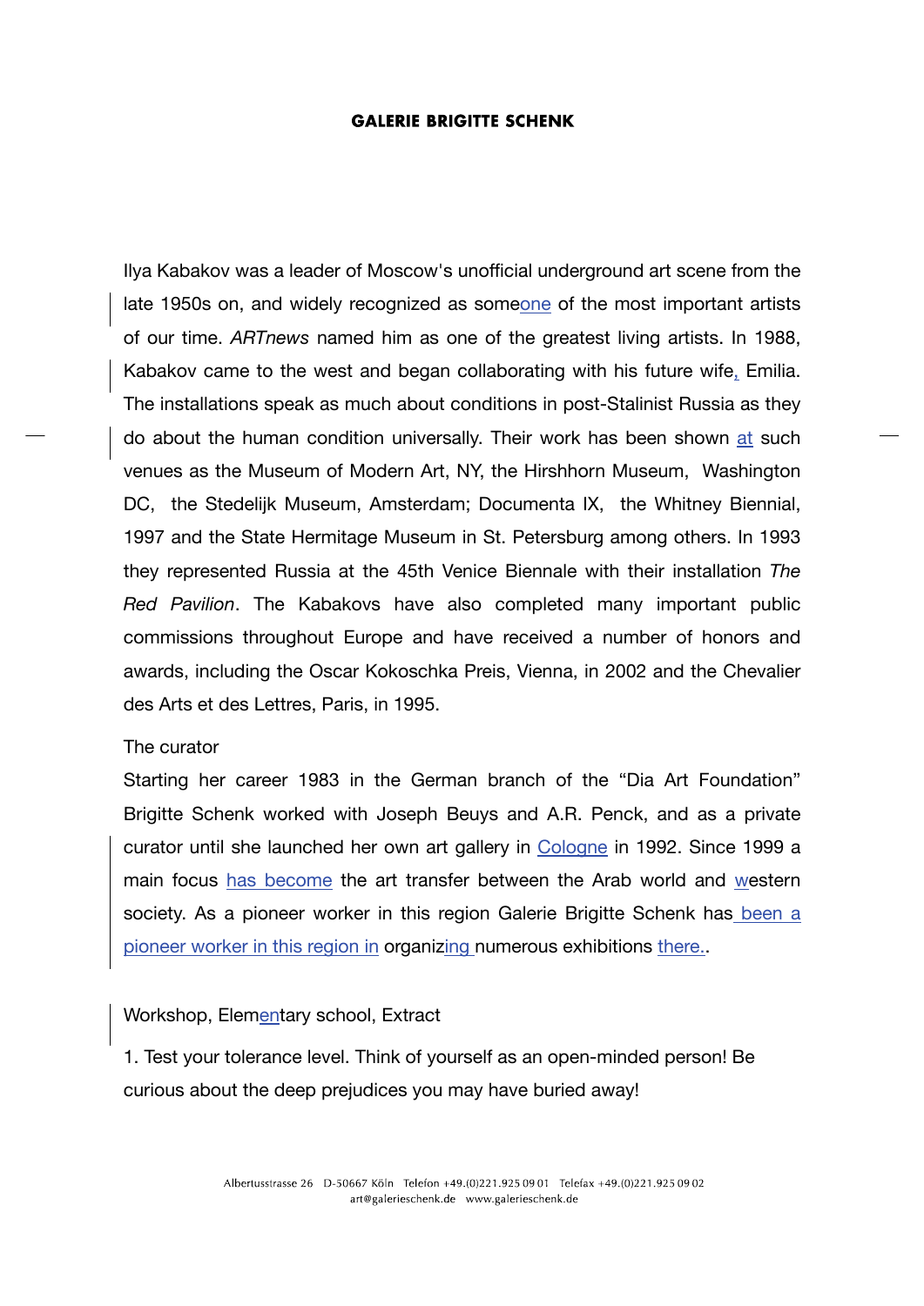Ilya Kabakov was a leader of Moscow's unofficial underground art scene from the late 1950s on, and widely recognized as someone of the most important artists of our time. *ARTnews* named him as one of the greatest living artists. In 1988, Kabakov came to the west and began collaborating with his future wife, Emilia. The installations speak as much about conditions in post-Stalinist Russia as they do about the human condition universally. Their work has been shown at such venues as the Museum of Modern Art, NY, the Hirshhorn Museum, Washington DC, the Stedelijk Museum, Amsterdam; Documenta IX, the Whitney Biennial, 1997 and the State Hermitage Museum in St. Petersburg among others. In 1993 they represented Russia at the 45th Venice Biennale with their installation *The Red Pavilion*. The Kabakovs have also completed many important public commissions throughout Europe and have received a number of honors and awards, including the Oscar Kokoschka Preis, Vienna, in 2002 and the Chevalier des Arts et des Lettres, Paris, in 1995.

The curator

Starting her career 1983 in the German branch of the "Dia Art Foundation" Brigitte Schenk worked with Joseph Beuys and A.R. Penck, and as a private curator until she launched her own art gallery in Cologne in 1992. Since 1999 a main focus has become the art transfer between the Arab world and western society. As a pioneer worker in this region Galerie Brigitte Schenk has been a pioneer worker in this region in organizing numerous exhibitions there..

Workshop, Elementary school, Extract

1. Test your tolerance level. Think of yourself as an open-minded person! Be curious about the deep prejudices you may have buried away!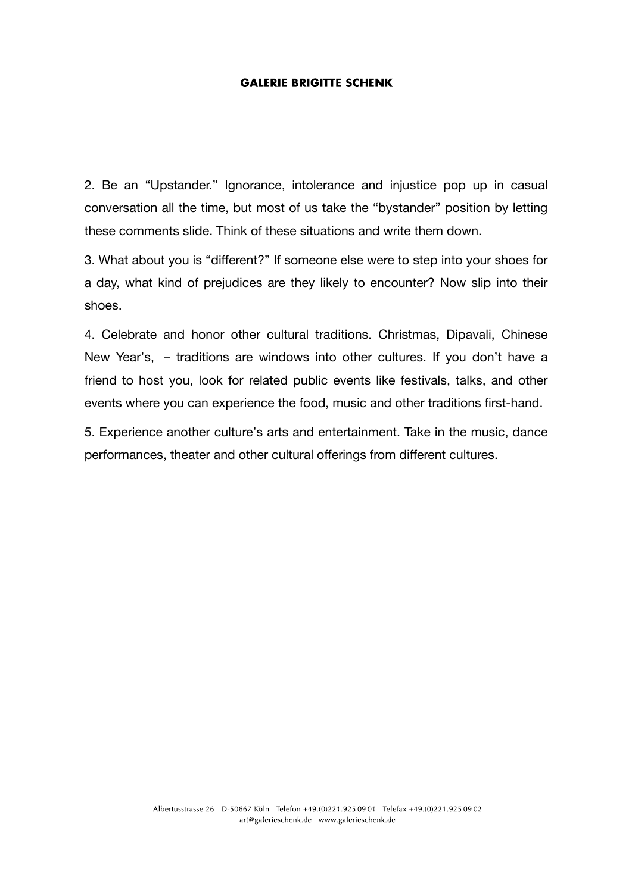2. Be an "Upstander." Ignorance, intolerance and injustice pop up in casual conversation all the time, but most of us take the "bystander" position by letting these comments slide. Think of these situations and write them down.

3. What about you is "different?" If someone else were to step into your shoes for a day, what kind of prejudices are they likely to encounter? Now slip into their shoes.

4. Celebrate and honor other cultural traditions. Christmas, Dipavali, Chinese New Year's, – traditions are windows into other cultures. If you don't have a friend to host you, look for related public events like festivals, talks, and other events where you can experience the food, music and other traditions first-hand.

5. Experience another culture's arts and entertainment. Take in the music, dance performances, theater and other cultural offerings from different cultures.